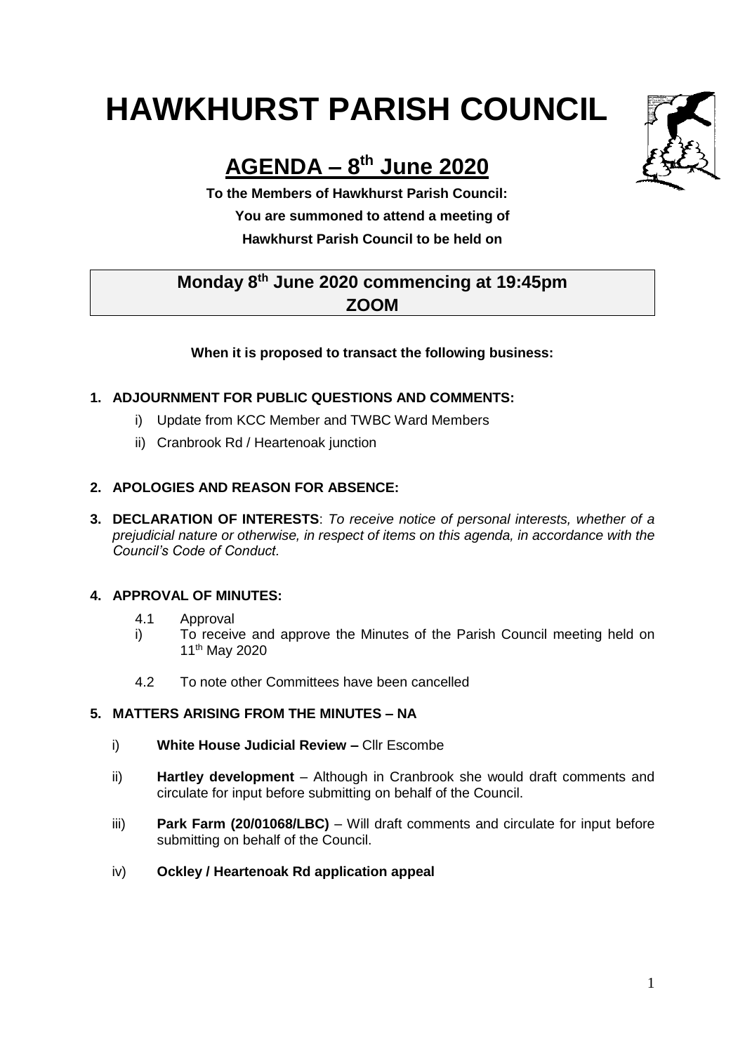# HAWKHURST PARISH COUNCIL

## AGENDA – 8th June 2020

**To the Members of Hawkhurst Parish Council:**
**You are summoned to attend a meeting of**
**Hawkhurst Parish Council to be held on**

**Monday 8th June 2020 commencing at 19:45pm**
**ZOOM**

**When it is proposed to transact the following business:**

**1. ADJOURNMENT FOR PUBLIC QUESTIONS AND COMMENTS:**

   i) Update from KCC Member and TWBC Ward Members

   ii) Cranbrook Rd / Heartenoak junction

**2. APOLOGIES AND REASON FOR ABSENCE:**

**3. DECLARATION OF INTERESTS**: *To receive notice of personal interests, whether of a prejudicial nature or otherwise, in respect of items on this agenda, in accordance with the Council's Code of Conduct.*

**4. APPROVAL OF MINUTES:**

   4.1 Approval

   i) To receive and approve the Minutes of the Parish Council meeting held on 11th May 2020

   4.2 To note other Committees have been cancelled

**5. MATTERS ARISING FROM THE MINUTES – NA**

   i) **White House Judicial Review –** Cllr Escombe

   ii) **Hartley development** – Although in Cranbrook she would draft comments and circulate for input before submitting on behalf of the Council.

   iii) **Park Farm (20/01068/LBC)** – Will draft comments and circulate for input before submitting on behalf of the Council.

   iv) **Ockley / Heartenoak Rd application appeal**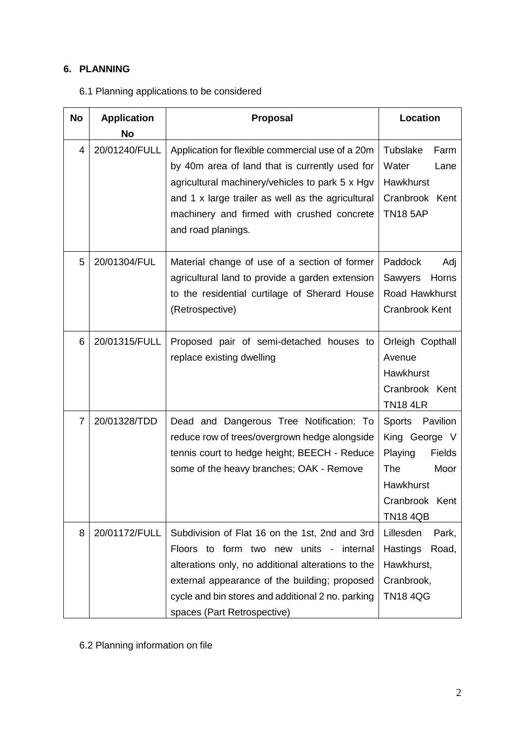## 6. PLANNING

6.1 Planning applications to be considered

| No | Application No | Proposal | Location |
|---|---|---|---|
| 4 | 20/01240/FULL | Application for flexible commercial use of a 20m by 40m area of land that is currently used for agricultural machinery/vehicles to park 5 x Hgv and 1 x large trailer as well as the agricultural machinery and firmed with crushed concrete and road planings. | Tubslake Farm Water Lane Hawkhurst Cranbrook Kent TN18 5AP |
| 5 | 20/01304/FUL | Material change of use of a section of former agricultural land to provide a garden extension to the residential curtilage of Sherard House (Retrospective) | Paddock Adj Sawyers Horns Road Hawkhurst Cranbrook Kent |
| 6 | 20/01315/FULL | Proposed pair of semi-detached houses to replace existing dwelling | Orleigh Copthall Avenue Hawkhurst Cranbrook Kent TN18 4LR |
| 7 | 20/01328/TDD | Dead and Dangerous Tree Notification: To reduce row of trees/overgrown hedge alongside tennis court to hedge height; BEECH - Reduce some of the heavy branches; OAK - Remove | Sports Pavilion King George V Playing Fields The Moor Hawkhurst Cranbrook Kent TN18 4QB |
| 8 | 20/01172/FULL | Subdivision of Flat 16 on the 1st, 2nd and 3rd Floors to form two new units - internal alterations only, no additional alterations to the external appearance of the building; proposed cycle and bin stores and additional 2 no. parking spaces (Part Retrospective) | Lillesden Park, Hastings Road, Hawkhurst, Cranbrook, TN18 4QG |

6.2 Planning information on file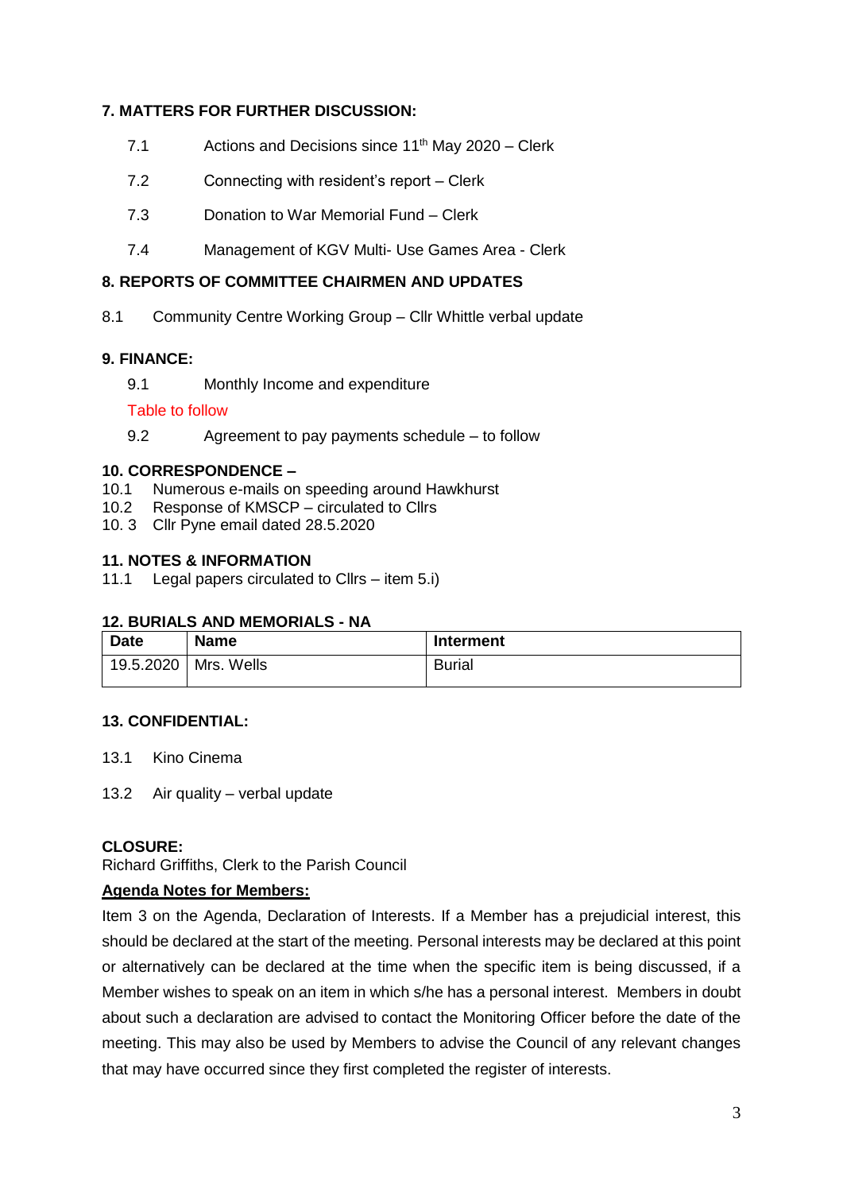**7. MATTERS FOR FURTHER DISCUSSION:**

7.1 Actions and Decisions since 11th May 2020 – Clerk

7.2 Connecting with resident's report – Clerk

7.3 Donation to War Memorial Fund – Clerk

7.4 Management of KGV Multi- Use Games Area - Clerk

**8. REPORTS OF COMMITTEE CHAIRMEN AND UPDATES**

8.1 Community Centre Working Group – Cllr Whittle verbal update

**9. FINANCE:**

9.1 Monthly Income and expenditure

Table to follow

9.2 Agreement to pay payments schedule – to follow

**10. CORRESPONDENCE –**

10.1 Numerous e-mails on speeding around Hawkhurst
10.2 Response of KMSCP – circulated to Cllrs
10. 3 Cllr Pyne email dated 28.5.2020

**11. NOTES & INFORMATION**

11.1 Legal papers circulated to Cllrs – item 5.i)

**12. BURIALS AND MEMORIALS - NA**

| Date | Name | Interment |
|---|---|---|
| 19.5.2020 | Mrs. Wells | Burial |

**13. CONFIDENTIAL:**

13.1 Kino Cinema

13.2 Air quality – verbal update

**CLOSURE:**

Richard Griffiths, Clerk to the Parish Council

**Agenda Notes for Members:**

Item 3 on the Agenda, Declaration of Interests. If a Member has a prejudicial interest, this should be declared at the start of the meeting. Personal interests may be declared at this point or alternatively can be declared at the time when the specific item is being discussed, if a Member wishes to speak on an item in which s/he has a personal interest. Members in doubt about such a declaration are advised to contact the Monitoring Officer before the date of the meeting. This may also be used by Members to advise the Council of any relevant changes that may have occurred since they first completed the register of interests.